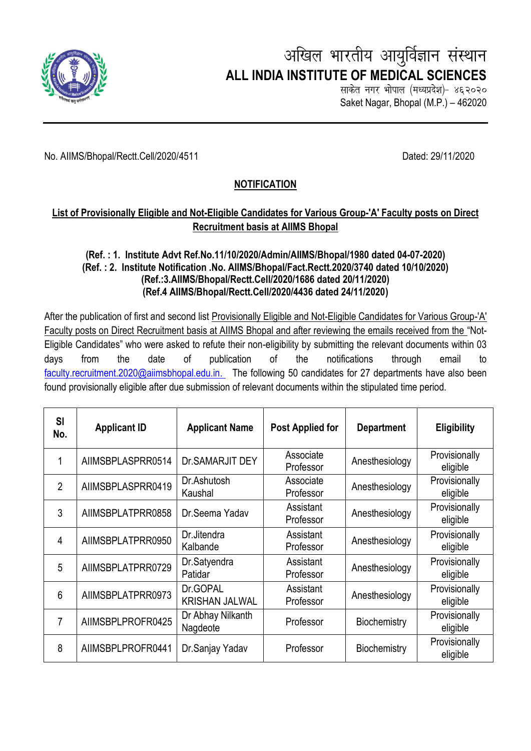अखिल भारतीय आयुर्विज्ञान संस्थान
# ALL INDIA INSTITUTE OF MEDICAL SCIENCES
साकेत नगर भोपाल (मध्यप्रदेश)- ४६२०२०
Saket Nagar, Bhopal (M.P.) – 462020

No. AIIMS/Bhopal/Rectt.Cell/2020/4511 Dated: 29/11/2020

## NOTIFICATION

### List of Provisionally Eligible and Not-Eligible Candidates for Various Group-'A' Faculty posts on Direct Recruitment basis at AIIMS Bhopal

**(Ref. : 1. Institute Advt Ref.No.11/10/2020/Admin/AIIMS/Bhopal/1980 dated 04-07-2020)**
**(Ref. : 2. Institute Notification .No. AIIMS/Bhopal/Fact.Rectt.2020/3740 dated 10/10/2020)**
**(Ref.:3.AIIMS/Bhopal/Rectt.Cell/2020/1686 dated 20/11/2020)**
**(Ref.4 AIIMS/Bhopal/Rectt.Cell/2020/4436 dated 24/11/2020)**

After the publication of first and second list Provisionally Eligible and Not-Eligible Candidates for Various Group-'A' Faculty posts on Direct Recruitment basis at AIIMS Bhopal and after reviewing the emails received from the "Not-Eligible Candidates" who were asked to refute their non-eligibility by submitting the relevant documents within 03 days from the date of publication of the notifications through email to faculty.recruitment.2020@aiimsbhopal.edu.in. The following 50 candidates for 27 departments have also been found provisionally eligible after due submission of relevant documents within the stipulated time period.

| Sl No. | Applicant ID | Applicant Name | Post Applied for | Department | Eligibility |
|---|---|---|---|---|---|
| 1 | AIIMSBPLASPRR0514 | Dr.SAMARJIT DEY | Associate Professor | Anesthesiology | Provisionally eligible |
| 2 | AIIMSBPLASPRR0419 | Dr.Ashutosh Kaushal | Associate Professor | Anesthesiology | Provisionally eligible |
| 3 | AIIMSBPLATPRR0858 | Dr.Seema Yadav | Assistant Professor | Anesthesiology | Provisionally eligible |
| 4 | AIIMSBPLATPRR0950 | Dr.Jitendra Kalbande | Assistant Professor | Anesthesiology | Provisionally eligible |
| 5 | AIIMSBPLATPRR0729 | Dr.Satyendra Patidar | Assistant Professor | Anesthesiology | Provisionally eligible |
| 6 | AIIMSBPLATPRR0973 | Dr.GOPAL KRISHAN JALWAL | Assistant Professor | Anesthesiology | Provisionally eligible |
| 7 | AIIMSBPLPROFR0425 | Dr Abhay Nilkanth Nagdeote | Professor | Biochemistry | Provisionally eligible |
| 8 | AIIMSBPLPROFR0441 | Dr.Sanjay Yadav | Professor | Biochemistry | Provisionally eligible |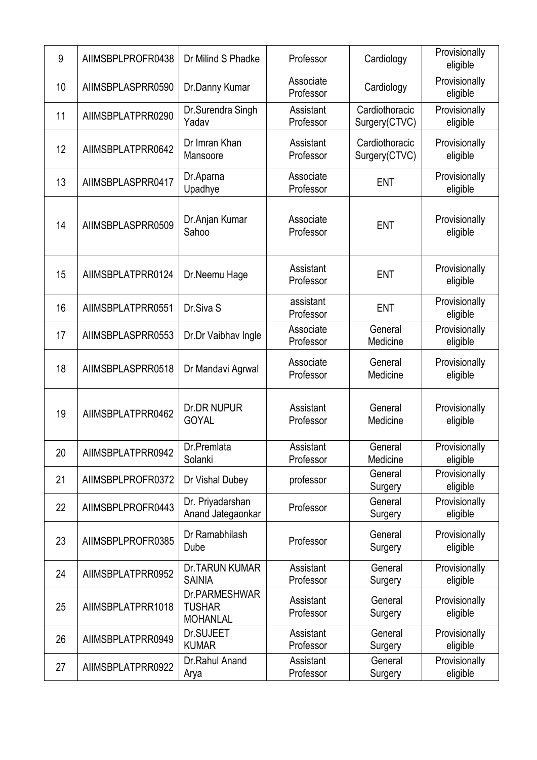| 9 | AIIMSBPLPROFR0438 | Dr Milind S Phadke | Professor | Cardiology | Provisionally eligible |
|---|---|---|---|---|---|
| 10 | AIIMSBPLASPRR0590 | Dr.Danny Kumar | Associate Professor | Cardiology | Provisionally eligible |
| 11 | AIIMSBPLATPRR0290 | Dr.Surendra Singh Yadav | Assistant Professor | Cardiothoracic Surgery(CTVC) | Provisionally eligible |
| 12 | AIIMSBPLATPRR0642 | Dr Imran Khan Mansoore | Assistant Professor | Cardiothoracic Surgery(CTVC) | Provisionally eligible |
| 13 | AIIMSBPLASPRR0417 | Dr.Aparna Upadhye | Associate Professor | ENT | Provisionally eligible |
| 14 | AIIMSBPLASPRR0509 | Dr.Anjan Kumar Sahoo | Associate Professor | ENT | Provisionally eligible |
| 15 | AIIMSBPLATPRR0124 | Dr.Neemu Hage | Assistant Professor | ENT | Provisionally eligible |
| 16 | AIIMSBPLATPRR0551 | Dr.Siva S | assistant Professor | ENT | Provisionally eligible |
| 17 | AIIMSBPLASPRR0553 | Dr.Dr Vaibhav Ingle | Associate Professor | General Medicine | Provisionally eligible |
| 18 | AIIMSBPLASPRR0518 | Dr Mandavi Agrwal | Associate Professor | General Medicine | Provisionally eligible |
| 19 | AIIMSBPLATPRR0462 | Dr.DR NUPUR GOYAL | Assistant Professor | General Medicine | Provisionally eligible |
| 20 | AIIMSBPLATPRR0942 | Dr.Premlata Solanki | Assistant Professor | General Medicine | Provisionally eligible |
| 21 | AIIMSBPLPROFR0372 | Dr Vishal Dubey | professor | General Surgery | Provisionally eligible |
| 22 | AIIMSBPLPROFR0443 | Dr. Priyadarshan Anand Jategaonkar | Professor | General Surgery | Provisionally eligible |
| 23 | AIIMSBPLPROFR0385 | Dr Ramabhilash Dube | Professor | General Surgery | Provisionally eligible |
| 24 | AIIMSBPLATPRR0952 | Dr.TARUN KUMAR SAINIA | Assistant Professor | General Surgery | Provisionally eligible |
| 25 | AIIMSBPLATPRR1018 | Dr.PARMESHWAR TUSHAR MOHANLAL | Assistant Professor | General Surgery | Provisionally eligible |
| 26 | AIIMSBPLATPRR0949 | Dr.SUJEET KUMAR | Assistant Professor | General Surgery | Provisionally eligible |
| 27 | AIIMSBPLATPRR0922 | Dr.Rahul Anand Arya | Assistant Professor | General Surgery | Provisionally eligible |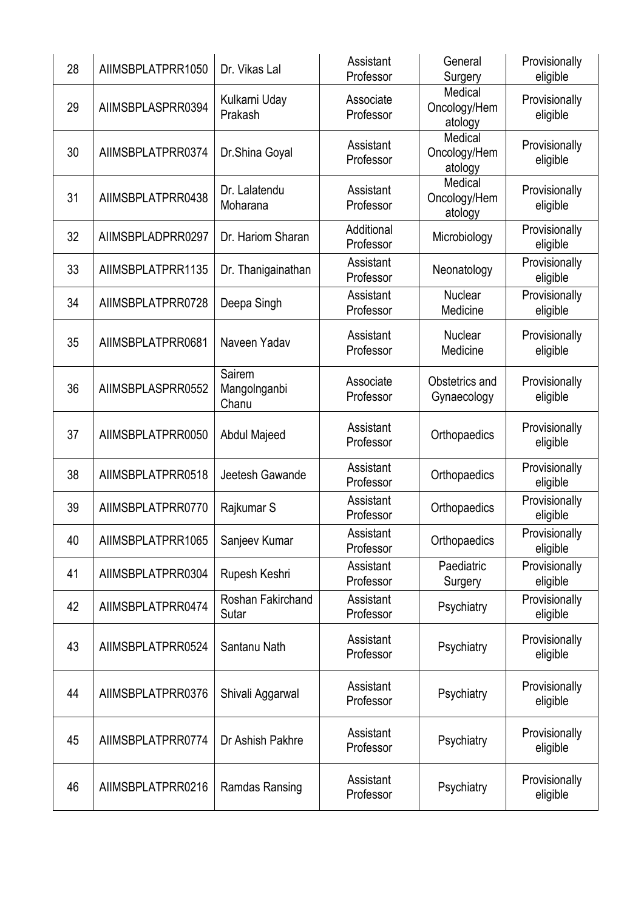| 28 | AIIMSBPLATPRR1050 | Dr. Vikas Lal | Assistant Professor | General Surgery | Provisionally eligible |
|---|---|---|---|---|---|
| 29 | AIIMSBPLASPRR0394 | Kulkarni Uday Prakash | Associate Professor | Medical Oncology/Hematology | Provisionally eligible |
| 30 | AIIMSBPLATPRR0374 | Dr.Shina Goyal | Assistant Professor | Medical Oncology/Hematology | Provisionally eligible |
| 31 | AIIMSBPLATPRR0438 | Dr. Lalatendu Moharana | Assistant Professor | Medical Oncology/Hematology | Provisionally eligible |
| 32 | AIIMSBPLADPRR0297 | Dr. Hariom Sharan | Additional Professor | Microbiology | Provisionally eligible |
| 33 | AIIMSBPLATPRR1135 | Dr. Thanigainathan | Assistant Professor | Neonatology | Provisionally eligible |
| 34 | AIIMSBPLATPRR0728 | Deepa Singh | Assistant Professor | Nuclear Medicine | Provisionally eligible |
| 35 | AIIMSBPLATPRR0681 | Naveen Yadav | Assistant Professor | Nuclear Medicine | Provisionally eligible |
| 36 | AIIMSBPLASPRR0552 | Sairem Mangolnganbi Chanu | Associate Professor | Obstetrics and Gynaecology | Provisionally eligible |
| 37 | AIIMSBPLATPRR0050 | Abdul Majeed | Assistant Professor | Orthopaedics | Provisionally eligible |
| 38 | AIIMSBPLATPRR0518 | Jeetesh Gawande | Assistant Professor | Orthopaedics | Provisionally eligible |
| 39 | AIIMSBPLATPRR0770 | Rajkumar S | Assistant Professor | Orthopaedics | Provisionally eligible |
| 40 | AIIMSBPLATPRR1065 | Sanjeev Kumar | Assistant Professor | Orthopaedics | Provisionally eligible |
| 41 | AIIMSBPLATPRR0304 | Rupesh Keshri | Assistant Professor | Paediatric Surgery | Provisionally eligible |
| 42 | AIIMSBPLATPRR0474 | Roshan Fakirchand Sutar | Assistant Professor | Psychiatry | Provisionally eligible |
| 43 | AIIMSBPLATPRR0524 | Santanu Nath | Assistant Professor | Psychiatry | Provisionally eligible |
| 44 | AIIMSBPLATPRR0376 | Shivali Aggarwal | Assistant Professor | Psychiatry | Provisionally eligible |
| 45 | AIIMSBPLATPRR0774 | Dr Ashish Pakhre | Assistant Professor | Psychiatry | Provisionally eligible |
| 46 | AIIMSBPLATPRR0216 | Ramdas Ransing | Assistant Professor | Psychiatry | Provisionally eligible |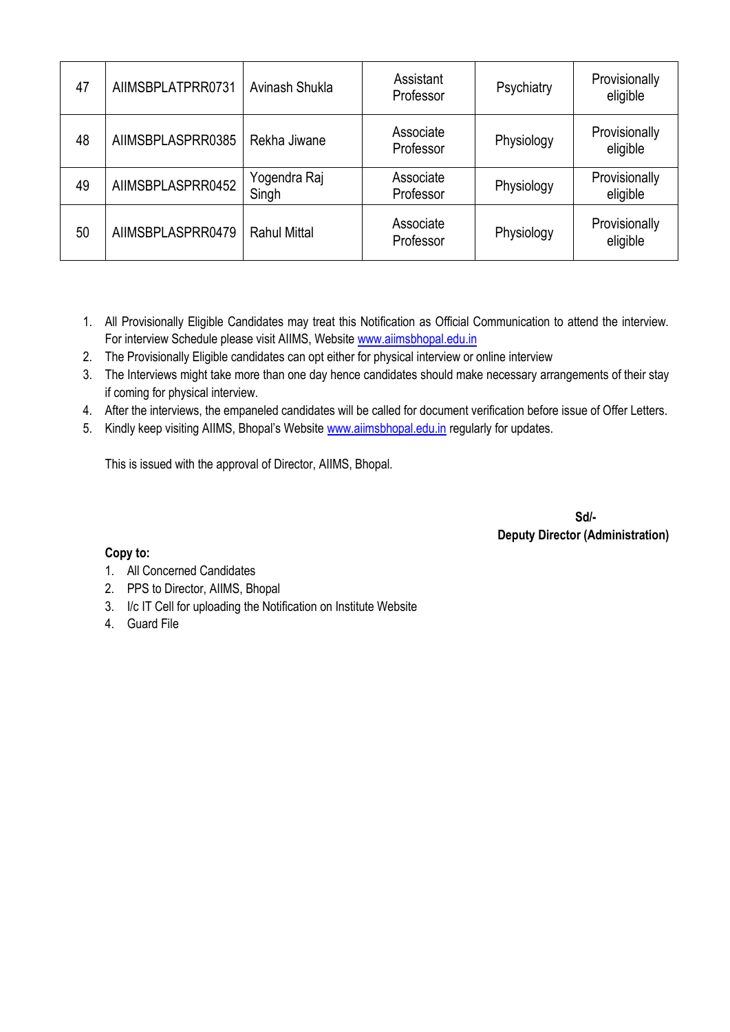| | | | | | |
|---|---|---|---|---|---|
| 47 | AIIMSBPLATPRR0731 | Avinash Shukla | Assistant Professor | Psychiatry | Provisionally eligible |
| 48 | AIIMSBPLASPRR0385 | Rekha Jiwane | Associate Professor | Physiology | Provisionally eligible |
| 49 | AIIMSBPLASPRR0452 | Yogendra Raj Singh | Associate Professor | Physiology | Provisionally eligible |
| 50 | AIIMSBPLASPRR0479 | Rahul Mittal | Associate Professor | Physiology | Provisionally eligible |

1. All Provisionally Eligible Candidates may treat this Notification as Official Communication to attend the interview. For interview Schedule please visit AIIMS, Website www.aiimsbhopal.edu.in
2. The Provisionally Eligible candidates can opt either for physical interview or online interview
3. The Interviews might take more than one day hence candidates should make necessary arrangements of their stay if coming for physical interview.
4. After the interviews, the empaneled candidates will be called for document verification before issue of Offer Letters.
5. Kindly keep visiting AIIMS, Bhopal's Website www.aiimsbhopal.edu.in regularly for updates.

This is issued with the approval of Director, AIIMS, Bhopal.

**Sd/-**
**Deputy Director (Administration)**

**Copy to:**

1. All Concerned Candidates
2. PPS to Director, AIIMS, Bhopal
3. I/c IT Cell for uploading the Notification on Institute Website
4. Guard File